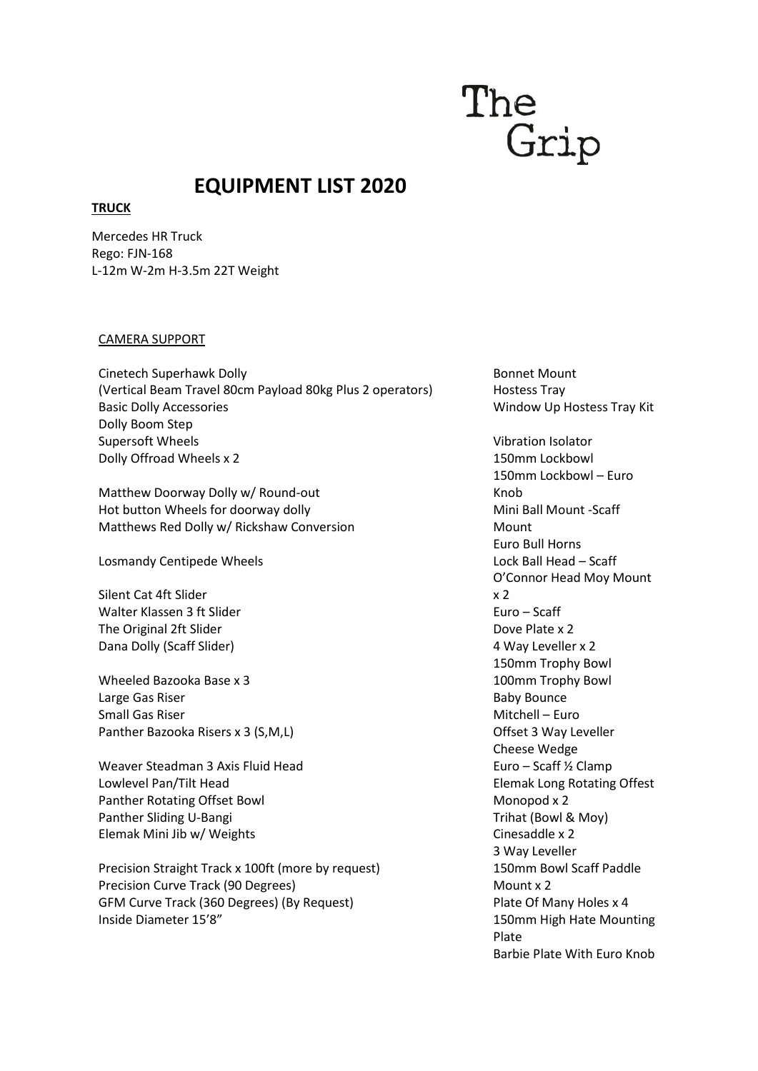The Grip

# EQUIPMENT LIST 2020

**TRUCK**

Mercedes HR Truck
Rego: FJN-168
L-12m W-2m H-3.5m 22T Weight

CAMERA SUPPORT

Cinetech Superhawk Dolly
(Vertical Beam Travel 80cm Payload 80kg Plus 2 operators)
Basic Dolly Accessories
Dolly Boom Step
Supersoft Wheels
Dolly Offroad Wheels x 2

Matthew Doorway Dolly w/ Round-out
Hot button Wheels for doorway dolly
Matthews Red Dolly w/ Rickshaw Conversion

Losmandy Centipede Wheels

Silent Cat 4ft Slider
Walter Klassen 3 ft Slider
The Original 2ft Slider
Dana Dolly (Scaff Slider)

Wheeled Bazooka Base x 3
Large Gas Riser
Small Gas Riser
Panther Bazooka Risers x 3 (S,M,L)

Weaver Steadman 3 Axis Fluid Head
Lowlevel Pan/Tilt Head
Panther Rotating Offset Bowl
Panther Sliding U-Bangi
Elemak Mini Jib w/ Weights

Precision Straight Track x 100ft (more by request)
Precision Curve Track (90 Degrees)
GFM Curve Track (360 Degrees) (By Request)
Inside Diameter 15'8"

Bonnet Mount
Hostess Tray
Window Up Hostess Tray Kit

Vibration Isolator
150mm Lockbowl
150mm Lockbowl – Euro Knob
Mini Ball Mount -Scaff Mount
Euro Bull Horns
Lock Ball Head – Scaff
O'Connor Head Moy Mount x 2
Euro – Scaff
Dove Plate x 2
4 Way Leveller x 2
150mm Trophy Bowl
100mm Trophy Bowl
Baby Bounce
Mitchell – Euro
Offset 3 Way Leveller
Cheese Wedge
Euro – Scaff ½ Clamp
Elemak Long Rotating Offest
Monopod x 2
Trihat (Bowl & Moy)
Cinesaddle x 2
3 Way Leveller
150mm Bowl Scaff Paddle Mount x 2
Plate Of Many Holes x 4
150mm High Hate Mounting Plate
Barbie Plate With Euro Knob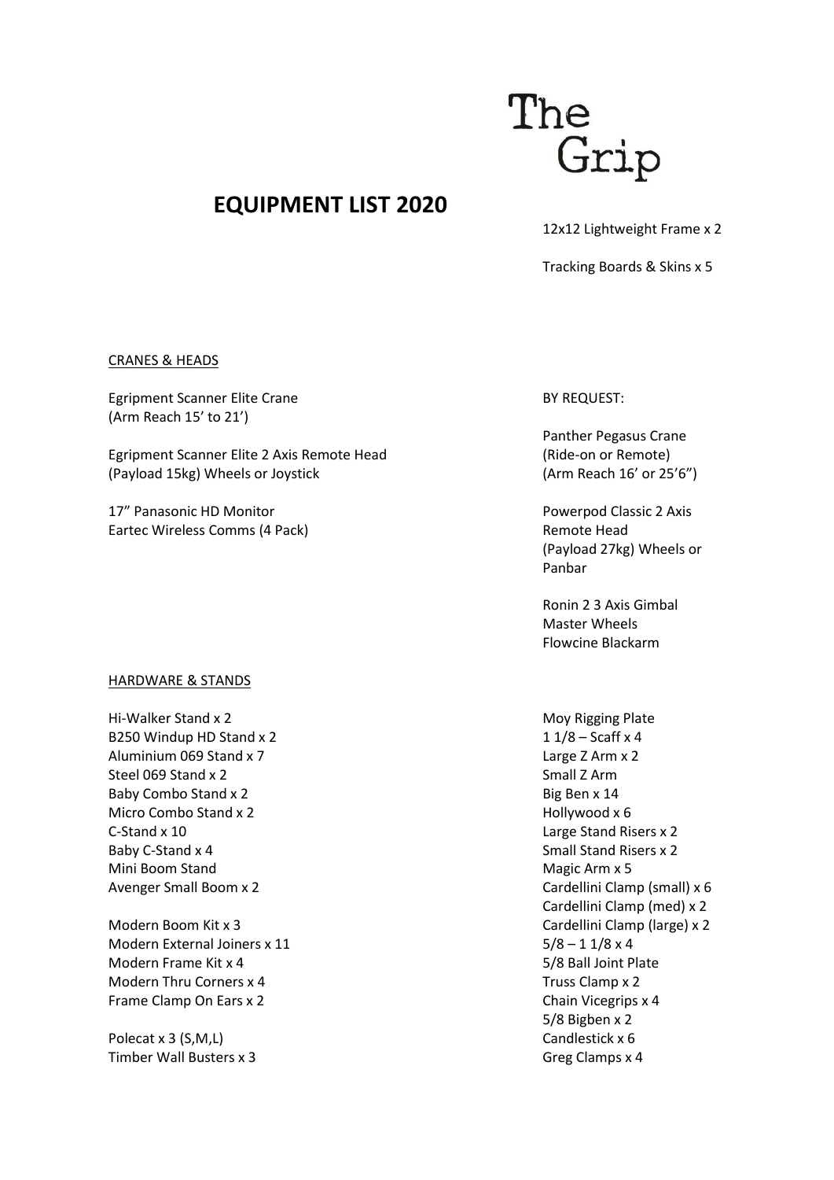The Grip

# EQUIPMENT LIST 2020

12x12 Lightweight Frame x 2

Tracking Boards & Skins x 5

## CRANES & HEADS

Egripment Scanner Elite Crane
(Arm Reach 15' to 21')

Egripment Scanner Elite 2 Axis Remote Head
(Payload 15kg) Wheels or Joystick

17" Panasonic HD Monitor
Eartec Wireless Comms (4 Pack)

BY REQUEST:

Panther Pegasus Crane
(Ride-on or Remote)
(Arm Reach 16' or 25'6")

Powerpod Classic 2 Axis
Remote Head
(Payload 27kg) Wheels or
Panbar

Ronin 2 3 Axis Gimbal
Master Wheels
Flowcine Blackarm

## HARDWARE & STANDS

Hi-Walker Stand x 2
B250 Windup HD Stand x 2
Aluminium 069 Stand x 7
Steel 069 Stand x 2
Baby Combo Stand x 2
Micro Combo Stand x 2
C-Stand x 10
Baby C-Stand x 4
Mini Boom Stand
Avenger Small Boom x 2

Modern Boom Kit x 3
Modern External Joiners x 11
Modern Frame Kit x 4
Modern Thru Corners x 4
Frame Clamp On Ears x 2

Polecat x 3 (S,M,L)
Timber Wall Busters x 3

Moy Rigging Plate
1 1/8 – Scaff x 4
Large Z Arm x 2
Small Z Arm
Big Ben x 14
Hollywood x 6
Large Stand Risers x 2
Small Stand Risers x 2
Magic Arm x 5
Cardellini Clamp (small) x 6
Cardellini Clamp (med) x 2
Cardellini Clamp (large) x 2
5/8 – 1 1/8 x 4
5/8 Ball Joint Plate
Truss Clamp x 2
Chain Vicegrips x 4
5/8 Bigben x 2
Candlestick x 6
Greg Clamps x 4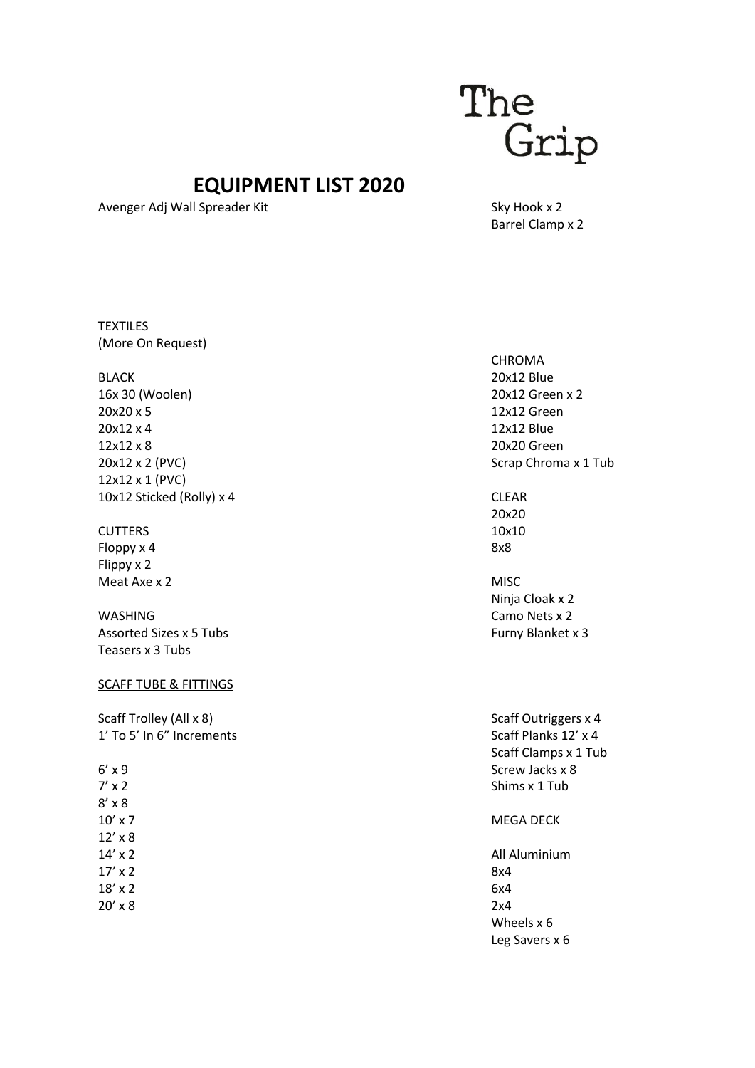The Grip

# EQUIPMENT LIST 2020

Avenger Adj Wall Spreader Kit

Sky Hook x 2
Barrel Clamp x 2

TEXTILES
(More On Request)

BLACK
16x 30 (Woolen)
20x20 x 5
20x12 x 4
12x12 x 8
20x12 x 2 (PVC)
12x12 x 1 (PVC)
10x12 Sticked (Rolly) x 4

CUTTERS
Floppy x 4
Flippy x 2
Meat Axe x 2

WASHING
Assorted Sizes x 5 Tubs
Teasers x 3 Tubs

CHROMA
20x12 Blue
20x12 Green x 2
12x12 Green
12x12 Blue
20x20 Green
Scrap Chroma x 1 Tub

CLEAR
20x20
10x10
8x8

MISC
Ninja Cloak x 2
Camo Nets x 2
Furny Blanket x 3

## SCAFF TUBE & FITTINGS

Scaff Trolley (All x 8)
1' To 5' In 6" Increments

6' x 9
7' x 2
8' x 8
10' x 7
12' x 8
14' x 2
17' x 2
18' x 2
20' x 8

Scaff Outriggers x 4
Scaff Planks 12' x 4
Scaff Clamps x 1 Tub
Screw Jacks x 8
Shims x 1 Tub

## MEGA DECK

All Aluminium
8x4
6x4
2x4
Wheels x 6
Leg Savers x 6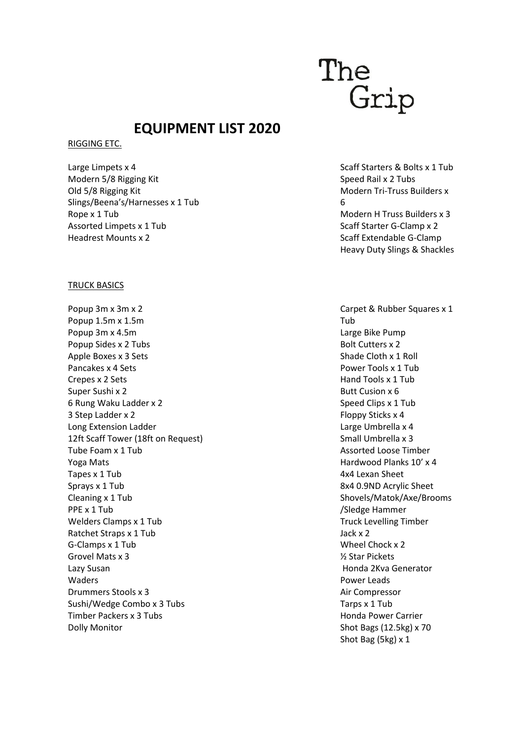The Grip

# EQUIPMENT LIST 2020

RIGGING ETC.

Large Limpets x 4
Modern 5/8 Rigging Kit
Old 5/8 Rigging Kit
Slings/Beena's/Harnesses x 1 Tub
Rope x 1 Tub
Assorted Limpets x 1 Tub
Headrest Mounts x 2

Scaff Starters & Bolts x 1 Tub
Speed Rail x 2 Tubs
Modern Tri-Truss Builders x 6
Modern H Truss Builders x 3
Scaff Starter G-Clamp x 2
Scaff Extendable G-Clamp
Heavy Duty Slings & Shackles

TRUCK BASICS

Popup 3m x 3m x 2
Popup 1.5m x 1.5m
Popup 3m x 4.5m
Popup Sides x 2 Tubs
Apple Boxes x 3 Sets
Pancakes x 4 Sets
Crepes x 2 Sets
Super Sushi x 2
6 Rung Waku Ladder x 2
3 Step Ladder x 2
Long Extension Ladder
12ft Scaff Tower (18ft on Request)
Tube Foam x 1 Tub
Yoga Mats
Tapes x 1 Tub
Sprays x 1 Tub
Cleaning x 1 Tub
PPE x 1 Tub
Welders Clamps x 1 Tub
Ratchet Straps x 1 Tub
G-Clamps x 1 Tub
Grovel Mats x 3
Lazy Susan
Waders
Drummers Stools x 3
Sushi/Wedge Combo x 3 Tubs
Timber Packers x 3 Tubs
Dolly Monitor

Carpet & Rubber Squares x 1 Tub
Large Bike Pump
Bolt Cutters x 2
Shade Cloth x 1 Roll
Power Tools x 1 Tub
Hand Tools x 1 Tub
Butt Cusion x 6
Speed Clips x 1 Tub
Floppy Sticks x 4
Large Umbrella x 4
Small Umbrella x 3
Assorted Loose Timber
Hardwood Planks 10' x 4
4x4 Lexan Sheet
8x4 0.9ND Acrylic Sheet
Shovels/Matok/Axe/Brooms /Sledge Hammer
Truck Levelling Timber
Jack x 2
Wheel Chock x 2
½ Star Pickets
Honda 2Kva Generator
Power Leads
Air Compressor
Tarps x 1 Tub
Honda Power Carrier
Shot Bags (12.5kg) x 70
Shot Bag (5kg) x 1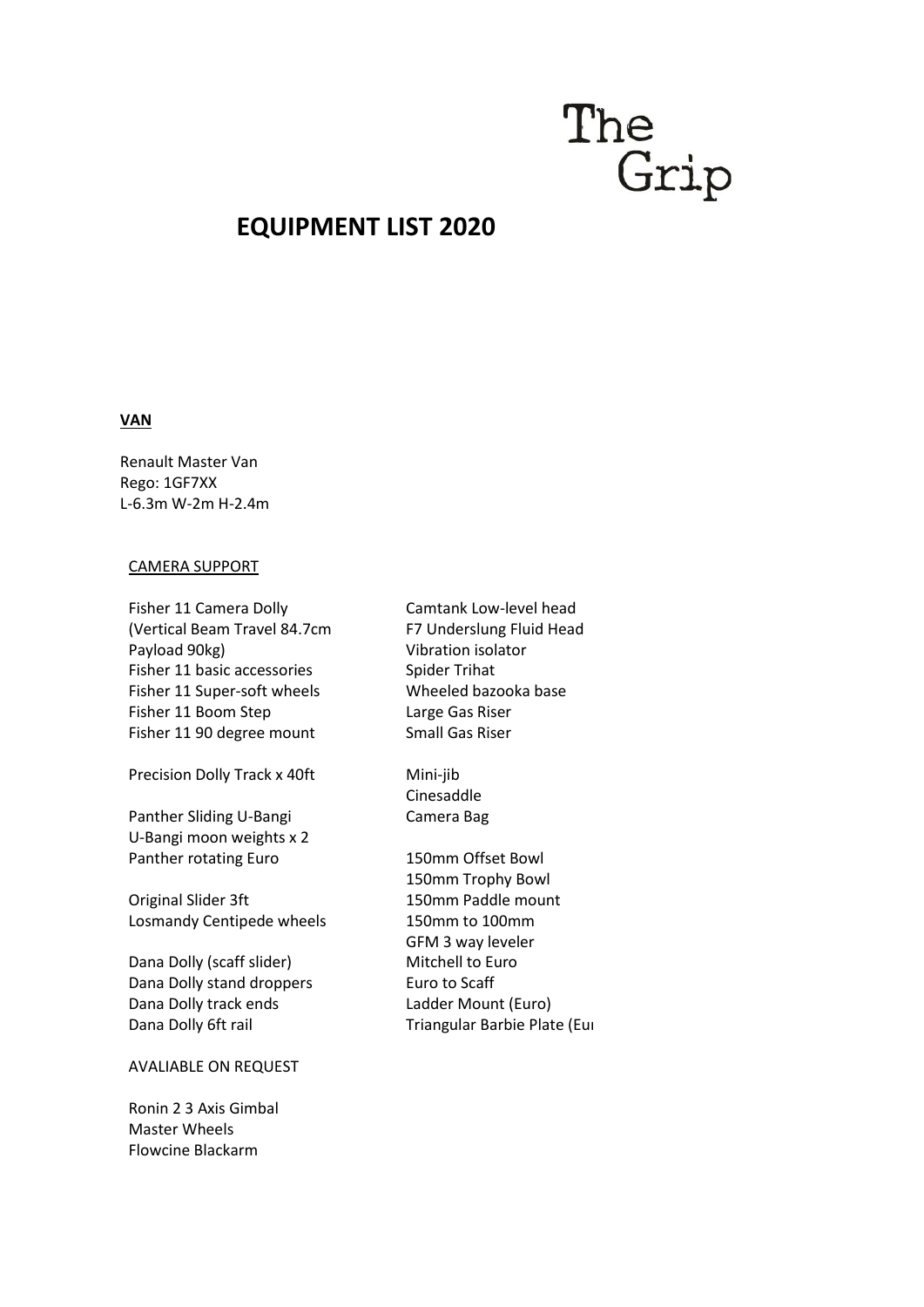The Grip

# EQUIPMENT LIST 2020

**VAN**

Renault Master Van
Rego: 1GF7XX
L-6.3m W-2m H-2.4m

## CAMERA SUPPORT

Fisher 11 Camera Dolly
(Vertical Beam Travel 84.7cm
Payload 90kg)
Fisher 11 basic accessories
Fisher 11 Super-soft wheels
Fisher 11 Boom Step
Fisher 11 90 degree mount

Precision Dolly Track x 40ft

Panther Sliding U-Bangi
U-Bangi moon weights x 2
Panther rotating Euro

Original Slider 3ft
Losmandy Centipede wheels

Dana Dolly (scaff slider)
Dana Dolly stand droppers
Dana Dolly track ends
Dana Dolly 6ft rail

AVALIABLE ON REQUEST

Ronin 2 3 Axis Gimbal
Master Wheels
Flowcine Blackarm

Camtank Low-level head
F7 Underslung Fluid Head
Vibration isolator
Spider Trihat
Wheeled bazooka base
Large Gas Riser
Small Gas Riser

Mini-jib
Cinesaddle
Camera Bag

150mm Offset Bowl
150mm Trophy Bowl
150mm Paddle mount
150mm to 100mm
GFM 3 way leveler
Mitchell to Euro
Euro to Scaff
Ladder Mount (Euro)
Triangular Barbie Plate (Eu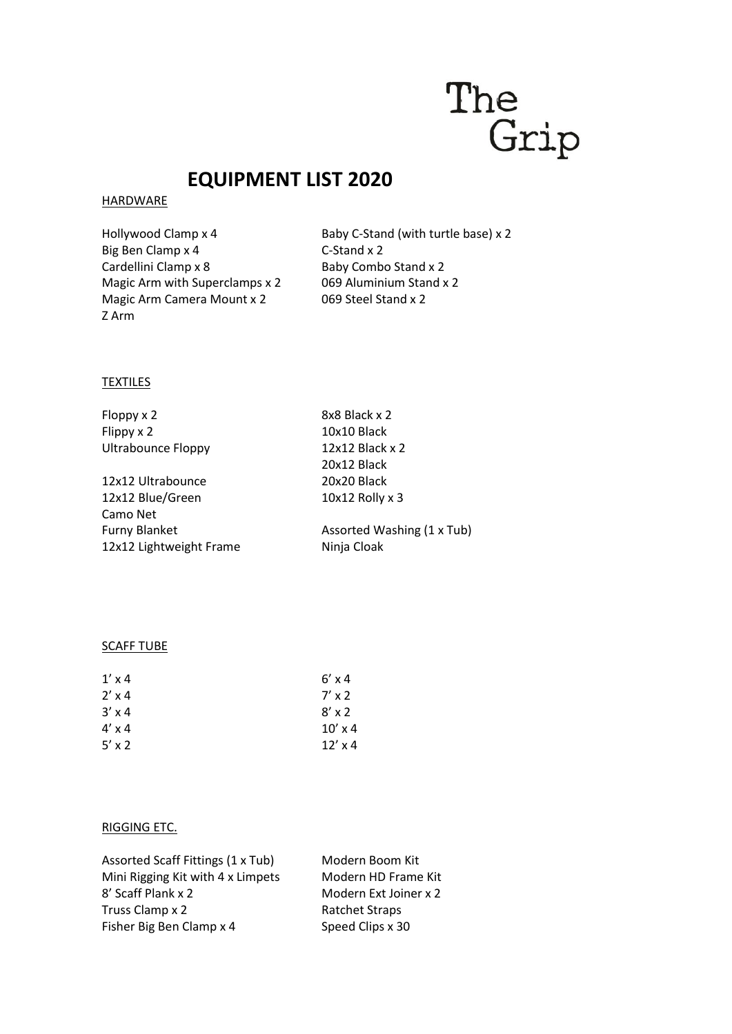The Grip

# EQUIPMENT LIST 2020

## HARDWARE

Hollywood Clamp x 4
Big Ben Clamp x 4
Cardellini Clamp x 8
Magic Arm with Superclamps x 2
Magic Arm Camera Mount x 2
Z Arm

Baby C-Stand (with turtle base) x 2
C-Stand x 2
Baby Combo Stand x 2
069 Aluminium Stand x 2
069 Steel Stand x 2

## TEXTILES

Floppy x 2
Flippy x 2
Ultrabounce Floppy

12x12 Ultrabounce
12x12 Blue/Green
Camo Net
Furny Blanket
12x12 Lightweight Frame

8x8 Black x 2
10x10 Black
12x12 Black x 2
20x12 Black
20x20 Black
10x12 Rolly x 3

Assorted Washing (1 x Tub)
Ninja Cloak

## SCAFF TUBE

1' x 4
2' x 4
3' x 4
4' x 4
5' x 2

6' x 4
7' x 2
8' x 2
10' x 4
12' x 4

## RIGGING ETC.

Assorted Scaff Fittings (1 x Tub)
Mini Rigging Kit with 4 x Limpets
8' Scaff Plank x 2
Truss Clamp x 2
Fisher Big Ben Clamp x 4

Modern Boom Kit
Modern HD Frame Kit
Modern Ext Joiner x 2
Ratchet Straps
Speed Clips x 30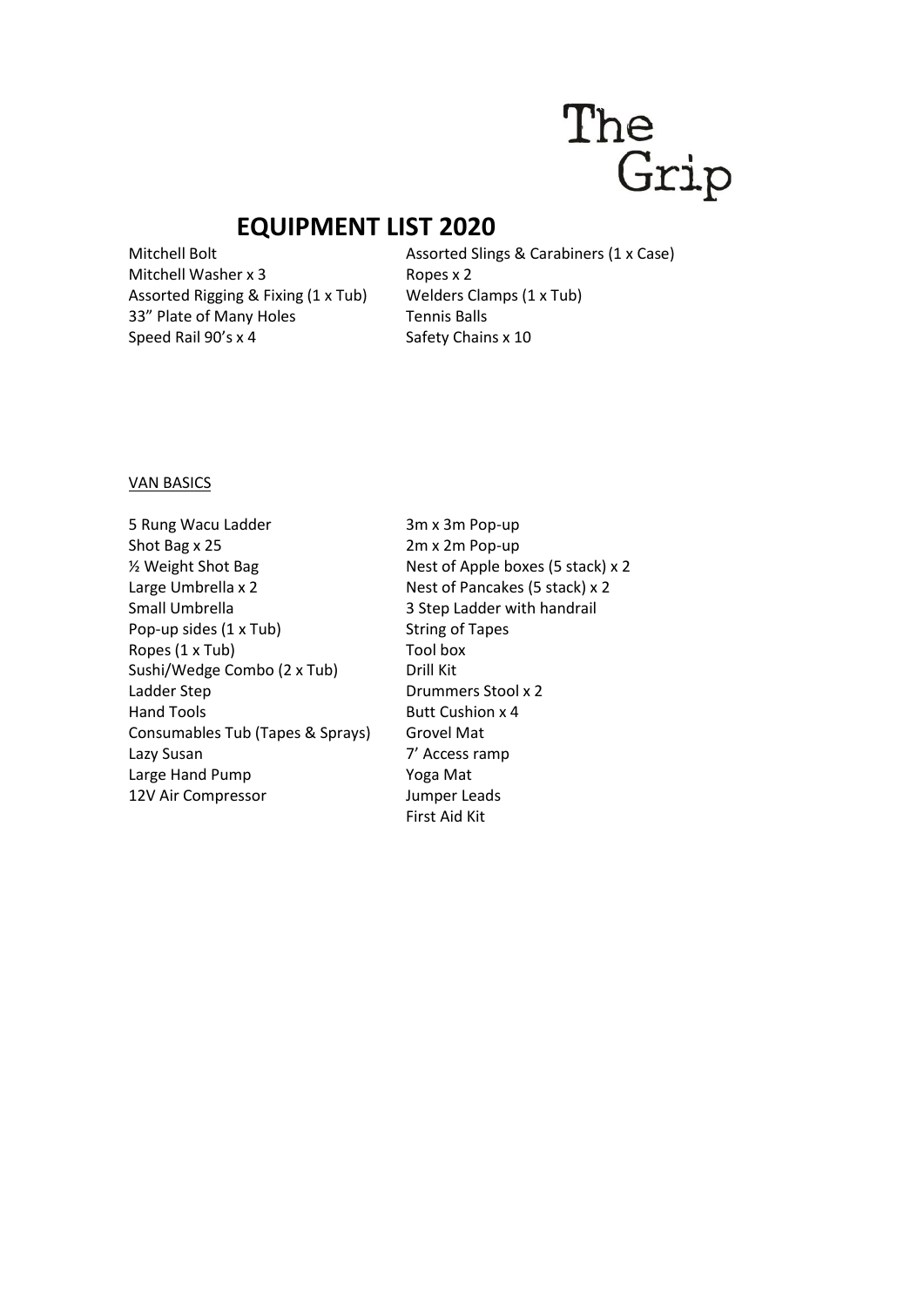The Grip

# EQUIPMENT LIST 2020

Mitchell Bolt
Mitchell Washer x 3
Assorted Rigging & Fixing (1 x Tub)
33" Plate of Many Holes
Speed Rail 90's x 4
Assorted Slings & Carabiners (1 x Case)
Ropes x 2
Welders Clamps (1 x Tub)
Tennis Balls
Safety Chains x 10

<u>VAN BASICS</u>

5 Rung Wacu Ladder
Shot Bag x 25
½ Weight Shot Bag
Large Umbrella x 2
Small Umbrella
Pop-up sides (1 x Tub)
Ropes (1 x Tub)
Sushi/Wedge Combo (2 x Tub)
Ladder Step
Hand Tools
Consumables Tub (Tapes & Sprays)
Lazy Susan
Large Hand Pump
12V Air Compressor
3m x 3m Pop-up
2m x 2m Pop-up
Nest of Apple boxes (5 stack) x 2
Nest of Pancakes (5 stack) x 2
3 Step Ladder with handrail
String of Tapes
Tool box
Drill Kit
Drummers Stool x 2
Butt Cushion x 4
Grovel Mat
7' Access ramp
Yoga Mat
Jumper Leads
First Aid Kit